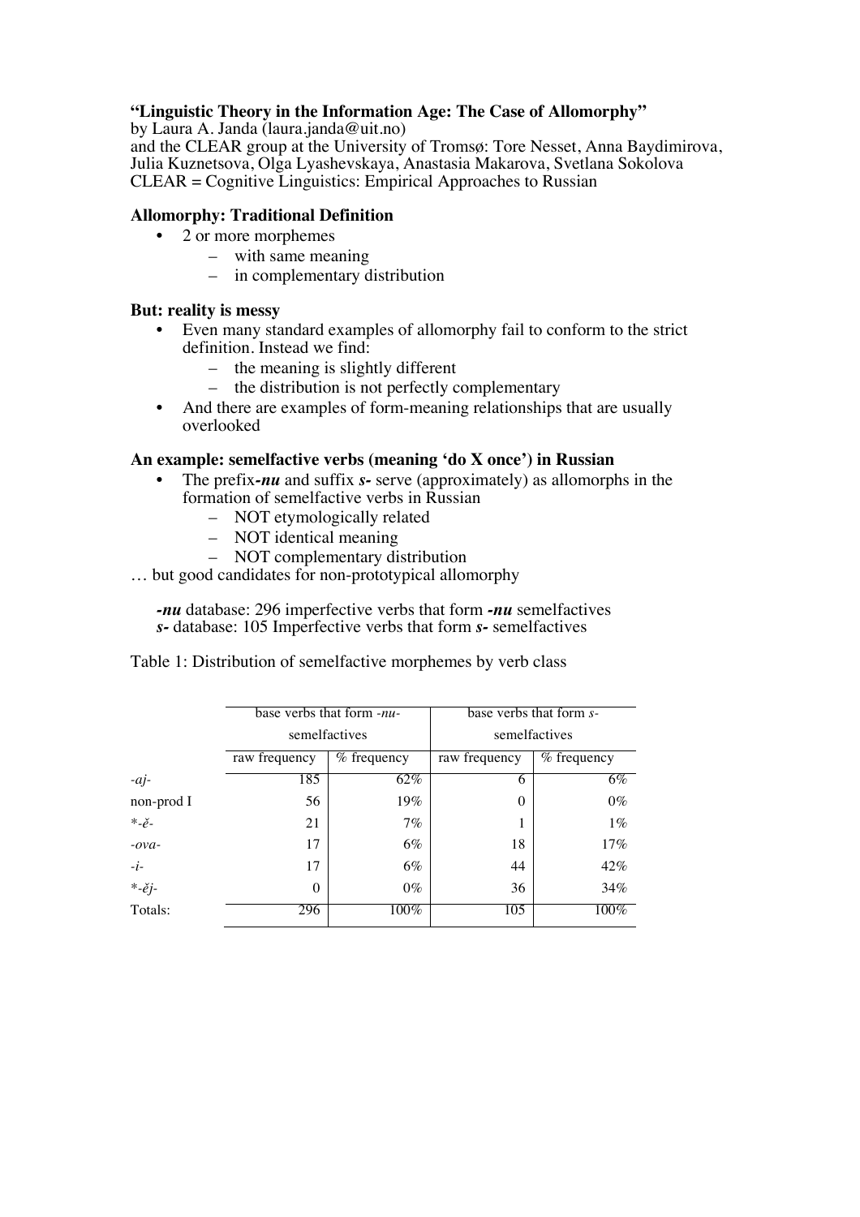**"Linguistic Theory in the Information Age: The Case of Allomorphy"**
by Laura A. Janda (laura.janda@uit.no)
and the CLEAR group at the University of Tromsø: Tore Nesset, Anna Baydimirova, Julia Kuznetsova, Olga Lyashevskaya, Anastasia Makarova, Svetlana Sokolova
CLEAR = Cognitive Linguistics: Empirical Approaches to Russian

**Allomorphy: Traditional Definition**

- 2 or more morphemes
  - with same meaning
  - in complementary distribution

**But: reality is messy**

- Even many standard examples of allomorphy fail to conform to the strict definition. Instead we find:
  - the meaning is slightly different
  - the distribution is not perfectly complementary
- And there are examples of form-meaning relationships that are usually overlooked

**An example: semelfactive verbs (meaning 'do X once') in Russian**

- The prefix ***-nu*** and suffix ***s-*** serve (approximately) as allomorphs in the formation of semelfactive verbs in Russian
  - NOT etymologically related
  - NOT identical meaning
  - NOT complementary distribution

… but good candidates for non-prototypical allomorphy

***-nu*** database: 296 imperfective verbs that form ***-nu*** semelfactives
***s-*** database: 105 Imperfective verbs that form ***s-*** semelfactives

Table 1: Distribution of semelfactive morphemes by verb class

| | base verbs that form *-nu-* semelfactives | | base verbs that form *s-* semelfactives | |
|---|---|---|---|---|
| | raw frequency | % frequency | raw frequency | % frequency |
| *-aj-* | 185 | 62% | 6 | 6% |
| non-prod I | 56 | 19% | 0 | 0% |
| *\*-ě-* | 21 | 7% | 1 | 1% |
| *-ova-* | 17 | 6% | 18 | 17% |
| *-i-* | 17 | 6% | 44 | 42% |
| *\*-ěj-* | 0 | 0% | 36 | 34% |
| Totals: | 296 | 100% | 105 | 100% |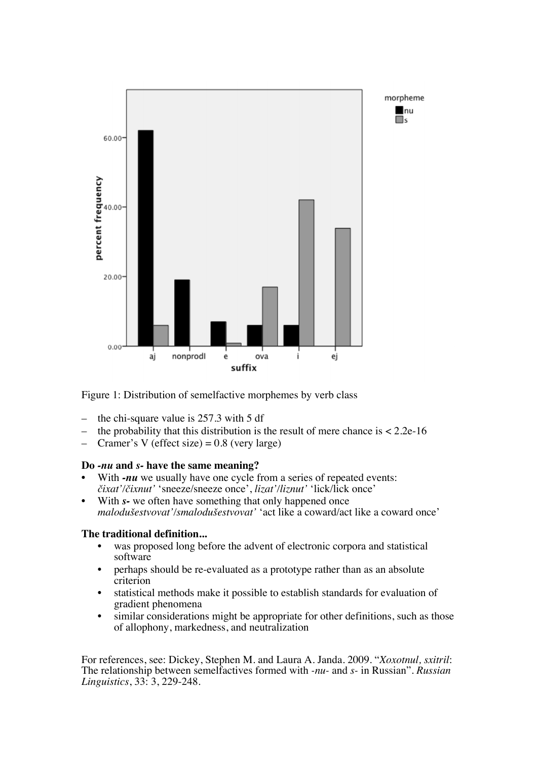morpheme

nu

s

percent frequency

60.00

40.00

20.00

0.00

aj

nonprodl

e

ova

i

ej

suffix

Figure 1: Distribution of semelfactive morphemes by verb class

- the chi-square value is 257.3 with 5 df
- the probability that this distribution is the result of mere chance is < 2.2e-16
- Cramer's V (effect size) = 0.8 (very large)

**Do *-nu* and *s-* have the same meaning?**

- With ***-nu*** we usually have one cycle from a series of repeated events: *čixat'*/*čixnut'* 'sneeze/sneeze once', *lizat'*/*liznut'* 'lick/lick once'
- With ***s-*** we often have something that only happened once *malodušestvovat'*/*smalodušestvovat'* 'act like a coward/act like a coward once'

**The traditional definition...**

- was proposed long before the advent of electronic corpora and statistical software
- perhaps should be re-evaluated as a prototype rather than as an absolute criterion
- statistical methods make it possible to establish standards for evaluation of gradient phenomena
- similar considerations might be appropriate for other definitions, such as those of allophony, markedness, and neutralization

For references, see: Dickey, Stephen M. and Laura A. Janda. 2009. "*Xoxotnul, sxitril*: The relationship between semelfactives formed with *-nu-* and *s-* in Russian". *Russian Linguistics*, 33: 3, 229-248.